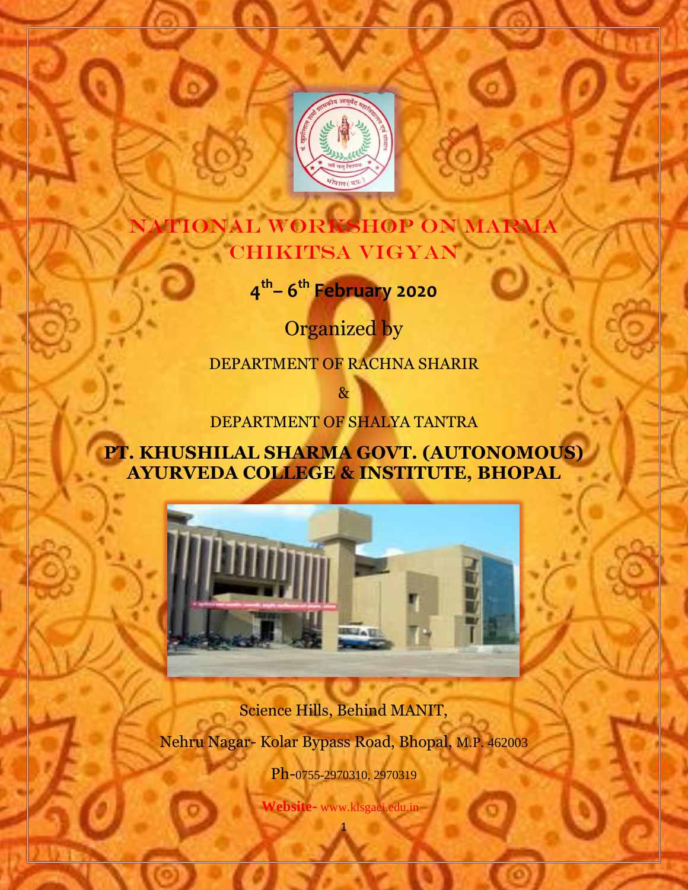# NATIONAL WORKSHOP ON MARMA CHIKITSA VIGYAN

**4th – 6th February 2020**

Organized by

DEPARTMENT OF RACHNA SHARIR

&

DEPARTMENT OF SHALYA TANTRA

## PT. KHUSHILAL SHARMA GOVT. (AUTONOMOUS) AYURVEDA COLLEGE & INSTITUTE, BHOPAL

Science Hills, Behind MANIT,

Nehru Nagar- Kolar Bypass Road, Bhopal, M.P. 462003

Ph-0755-2970310, 2970319

**Website-** www.klsgaci.edu.in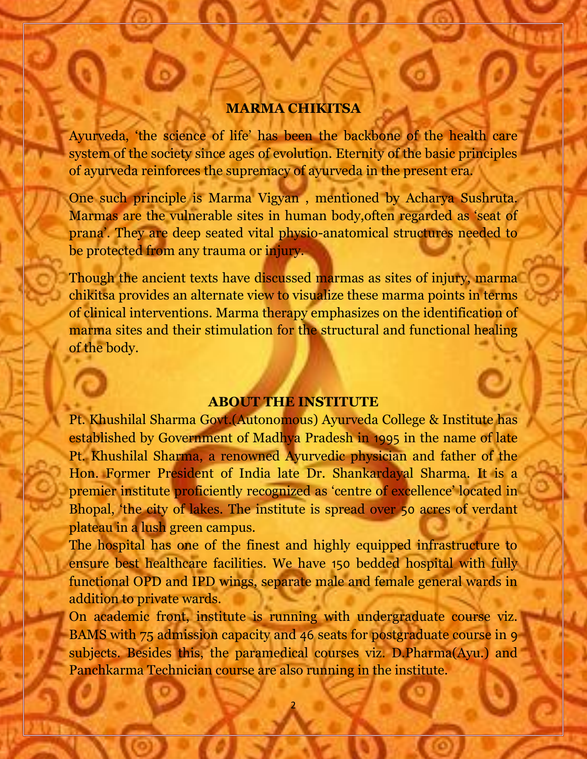## MARMA CHIKITSA

Ayurveda, 'the science of life' has been the backbone of the health care system of the society since ages of evolution. Eternity of the basic principles of ayurveda reinforces the supremacy of ayurveda in the present era.

One such principle is Marma Vigyan , mentioned by Acharya Sushruta. Marmas are the vulnerable sites in human body,often regarded as 'seat of prana'. They are deep seated vital physio-anatomical structures needed to be protected from any trauma or injury.

Though the ancient texts have discussed marmas as sites of injury, marma chikitsa provides an alternate view to visualize these marma points in terms of clinical interventions. Marma therapy emphasizes on the identification of marma sites and their stimulation for the structural and functional healing of the body.

## ABOUT THE INSTITUTE

Pt. Khushilal Sharma Govt.(Autonomous) Ayurveda College & Institute has established by Government of Madhya Pradesh in 1995 in the name of late Pt. Khushilal Sharma, a renowned Ayurvedic physician and father of the Hon. Former President of India late Dr. Shankardayal Sharma. It is a premier institute proficiently recognized as 'centre of excellence' located in Bhopal, 'the city of lakes. The institute is spread over 50 acres of verdant plateau in a lush green campus.

The hospital has one of the finest and highly equipped infrastructure to ensure best healthcare facilities. We have 150 bedded hospital with fully functional OPD and IPD wings, separate male and female general wards in addition to private wards.

On academic front, institute is running with undergraduate course viz. BAMS with 75 admission capacity and 46 seats for postgraduate course in 9 subjects. Besides this, the paramedical courses viz. D.Pharma(Ayu.) and Panchkarma Technician course are also running in the institute.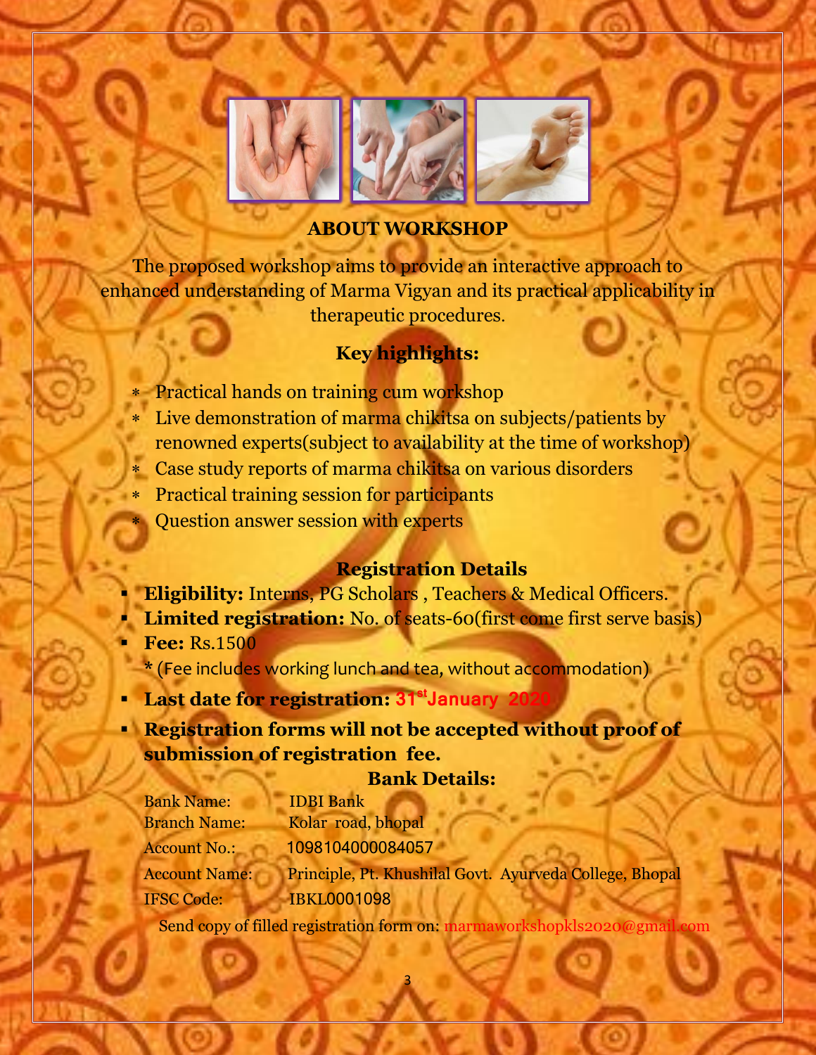## ABOUT WORKSHOP

The proposed workshop aims to provide an interactive approach to enhanced understanding of Marma Vigyan and its practical applicability in therapeutic procedures.

### Key highlights:

- Practical hands on training cum workshop
- Live demonstration of marma chikitsa on subjects/patients by renowned experts(subject to availability at the time of workshop)
- Case study reports of marma chikitsa on various disorders
- Practical training session for participants
- Question answer session with experts

### Registration Details

- **Eligibility:** Interns, PG Scholars , Teachers & Medical Officers.
- **Limited registration:** No. of seats-60(first come first serve basis)
- **Fee:** Rs.1500

  **\*** (Fee includes working lunch and tea, without accommodation)
- **Last date for registration: 31st January 2020**
- **Registration forms will not be accepted without proof of submission of registration fee.**

### Bank Details:

Bank Name: IDBI Bank
Branch Name: Kolar road, bhopal
Account No.: 1098104000084057
Account Name: Principle, Pt. Khushilal Govt. Ayurveda College, Bhopal
IFSC Code: IBKL0001098

Send copy of filled registration form on: marmaworkshopkls2020@gmail.com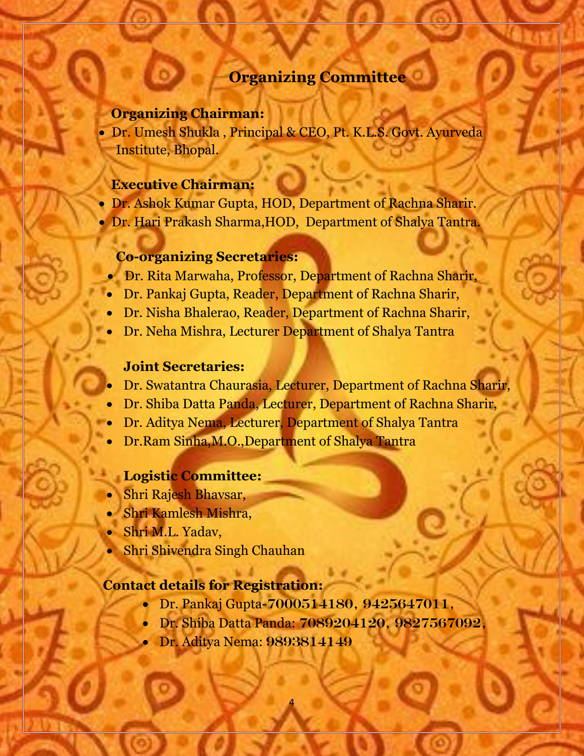## Organizing Committee

**Organizing Chairman:**

- Dr. Umesh Shukla , Principal & CEO, Pt. K.L.S. Govt. Ayurveda Institute, Bhopal.

**Executive Chairman:**

- Dr. Ashok Kumar Gupta, HOD, Department of Rachna Sharir.
- Dr. Hari Prakash Sharma,HOD, Department of Shalya Tantra.

**Co-organizing Secretaries:**

- Dr. Rita Marwaha, Professor, Department of Rachna Sharir,
- Dr. Pankaj Gupta, Reader, Department of Rachna Sharir,
- Dr. Nisha Bhalerao, Reader, Department of Rachna Sharir,
- Dr. Neha Mishra, Lecturer Department of Shalya Tantra

**Joint Secretaries:**

- Dr. Swatantra Chaurasia, Lecturer, Department of Rachna Sharir,
- Dr. Shiba Datta Panda, Lecturer, Department of Rachna Sharir,
- Dr. Aditya Nema, Lecturer, Department of Shalya Tantra
- Dr.Ram Sinha,M.O.,Department of Shalya Tantra

**Logistic Committee:**

- Shri Rajesh Bhavsar,
- Shri Kamlesh Mishra,
- Shri M.L. Yadav,
- Shri Shivendra Singh Chauhan

**Contact details for Registration:**

- Dr. Pankaj Gupta-**7000514180, 9425647011**,
- Dr. Shiba Datta Panda: **7089204120, 9827567092**,
- Dr. Aditya Nema: **9893814149**